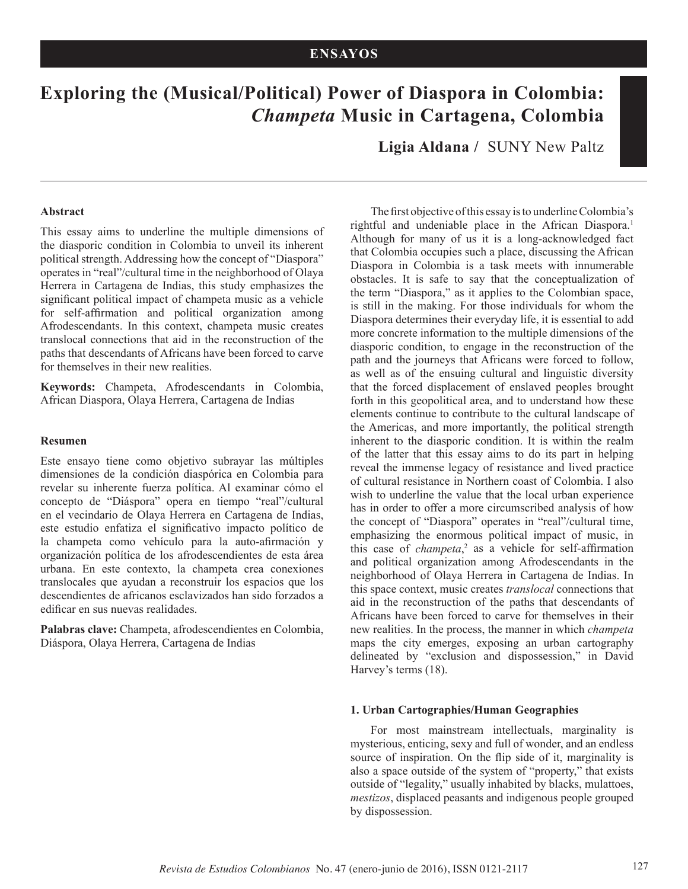ENSAYOS

# Exploring the (Musical/Political) Power of Diaspora in Colombia: *Champeta* Music in Cartagena, Colombia

**Ligia Aldana /** SUNY New Paltz

**Abstract**

This essay aims to underline the multiple dimensions of the diasporic condition in Colombia to unveil its inherent political strength. Addressing how the concept of "Diaspora" operates in "real"/cultural time in the neighborhood of Olaya Herrera in Cartagena de Indias, this study emphasizes the significant political impact of champeta music as a vehicle for self-affirmation and political organization among Afrodescendants. In this context, champeta music creates translocal connections that aid in the reconstruction of the paths that descendants of Africans have been forced to carve for themselves in their new realities.

**Keywords:** Champeta, Afrodescendants in Colombia, African Diaspora, Olaya Herrera, Cartagena de Indias

**Resumen**

Este ensayo tiene como objetivo subrayar las múltiples dimensiones de la condición diaspórica en Colombia para revelar su inherente fuerza política. Al examinar cómo el concepto de "Diáspora" opera en tiempo "real"/cultural en el vecindario de Olaya Herrera en Cartagena de Indias, este estudio enfatiza el significativo impacto político de la champeta como vehículo para la auto-afirmación y organización política de los afrodescendientes de esta área urbana. En este contexto, la champeta crea conexiones translocales que ayudan a reconstruir los espacios que los descendientes de africanos esclavizados han sido forzados a edificar en sus nuevas realidades.

**Palabras clave:** Champeta, afrodescendientes en Colombia, Diáspora, Olaya Herrera, Cartagena de Indias

The first objective of this essay is to underline Colombia's rightful and undeniable place in the African Diaspora.[1] Although for many of us it is a long-acknowledged fact that Colombia occupies such a place, discussing the African Diaspora in Colombia is a task meets with innumerable obstacles. It is safe to say that the conceptualization of the term "Diaspora," as it applies to the Colombian space, is still in the making. For those individuals for whom the Diaspora determines their everyday life, it is essential to add more concrete information to the multiple dimensions of the diasporic condition, to engage in the reconstruction of the path and the journeys that Africans were forced to follow, as well as of the ensuing cultural and linguistic diversity that the forced displacement of enslaved peoples brought forth in this geopolitical area, and to understand how these elements continue to contribute to the cultural landscape of the Americas, and more importantly, the political strength inherent to the diasporic condition. It is within the realm of the latter that this essay aims to do its part in helping reveal the immense legacy of resistance and lived practice of cultural resistance in Northern coast of Colombia. I also wish to underline the value that the local urban experience has in order to offer a more circumscribed analysis of how the concept of "Diaspora" operates in "real"/cultural time, emphasizing the enormous political impact of music, in this case of *champeta*,[2] as a vehicle for self-affirmation and political organization among Afrodescendants in the neighborhood of Olaya Herrera in Cartagena de Indias. In this space context, music creates *translocal* connections that aid in the reconstruction of the paths that descendants of Africans have been forced to carve for themselves in their new realities. In the process, the manner in which *champeta* maps the city emerges, exposing an urban cartography delineated by "exclusion and dispossession," in David Harvey's terms (18).

### 1. Urban Cartographies/Human Geographies

For most mainstream intellectuals, marginality is mysterious, enticing, sexy and full of wonder, and an endless source of inspiration. On the flip side of it, marginality is also a space outside of the system of "property," that exists outside of "legality," usually inhabited by blacks, mulattoes, *mestizos*, displaced peasants and indigenous people grouped by dispossession.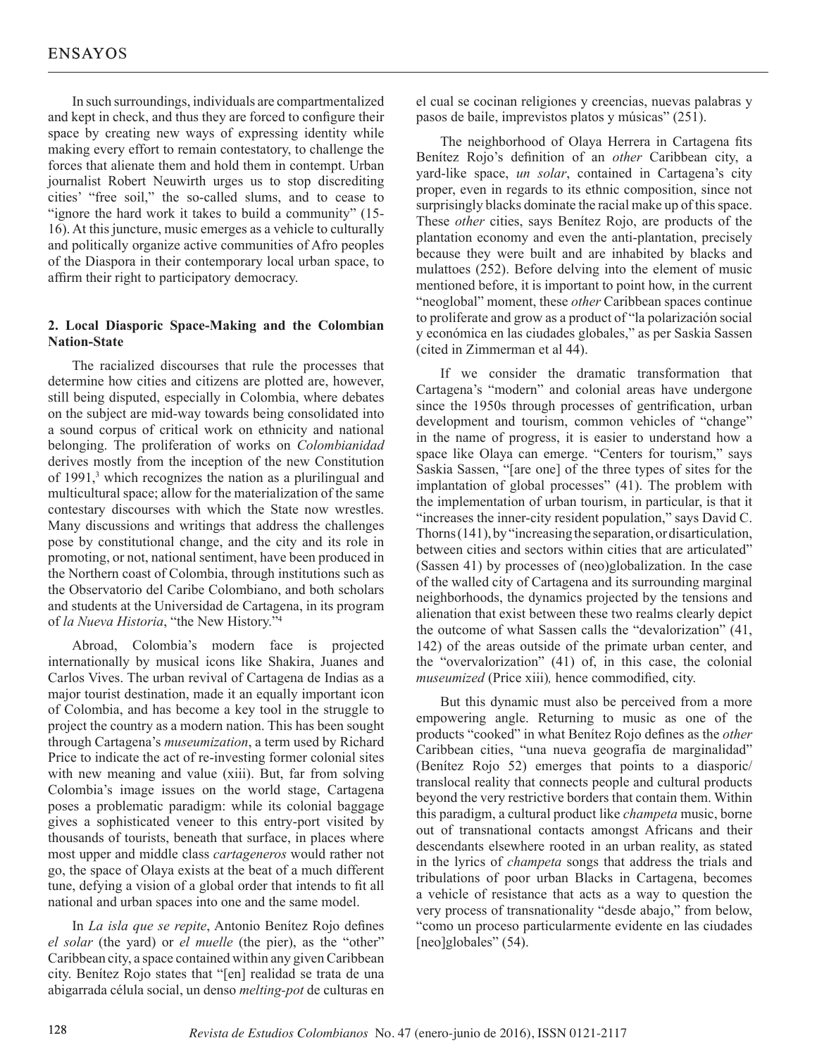In such surroundings, individuals are compartmentalized and kept in check, and thus they are forced to configure their space by creating new ways of expressing identity while making every effort to remain contestatory, to challenge the forces that alienate them and hold them in contempt. Urban journalist Robert Neuwirth urges us to stop discrediting cities' "free soil," the so-called slums, and to cease to "ignore the hard work it takes to build a community" (15-16). At this juncture, music emerges as a vehicle to culturally and politically organize active communities of Afro peoples of the Diaspora in their contemporary local urban space, to affirm their right to participatory democracy.

## 2. Local Diasporic Space-Making and the Colombian Nation-State

The racialized discourses that rule the processes that determine how cities and citizens are plotted are, however, still being disputed, especially in Colombia, where debates on the subject are mid-way towards being consolidated into a sound corpus of critical work on ethnicity and national belonging. The proliferation of works on *Colombianidad* derives mostly from the inception of the new Constitution of 1991,[3] which recognizes the nation as a plurilingual and multicultural space; allow for the materialization of the same contestary discourses with which the State now wrestles. Many discussions and writings that address the challenges pose by constitutional change, and the city and its role in promoting, or not, national sentiment, have been produced in the Northern coast of Colombia, through institutions such as the Observatorio del Caribe Colombiano, and both scholars and students at the Universidad de Cartagena, in its program of *la Nueva Historia*, "the New History."[4]

Abroad, Colombia's modern face is projected internationally by musical icons like Shakira, Juanes and Carlos Vives. The urban revival of Cartagena de Indias as a major tourist destination, made it an equally important icon of Colombia, and has become a key tool in the struggle to project the country as a modern nation. This has been sought through Cartagena's *museumization*, a term used by Richard Price to indicate the act of re-investing former colonial sites with new meaning and value (xiii). But, far from solving Colombia's image issues on the world stage, Cartagena poses a problematic paradigm: while its colonial baggage gives a sophisticated veneer to this entry-port visited by thousands of tourists, beneath that surface, in places where most upper and middle class *cartageneros* would rather not go, the space of Olaya exists at the beat of a much different tune, defying a vision of a global order that intends to fit all national and urban spaces into one and the same model.

In *La isla que se repite*, Antonio Benítez Rojo defines *el solar* (the yard) or *el muelle* (the pier), as the "other" Caribbean city, a space contained within any given Caribbean city. Benítez Rojo states that "[en] realidad se trata de una abigarrada célula social, un denso *melting-pot* de culturas en el cual se cocinan religiones y creencias, nuevas palabras y pasos de baile, imprevistos platos y músicas" (251).

The neighborhood of Olaya Herrera in Cartagena fits Benítez Rojo's definition of an *other* Caribbean city, a yard-like space, *un solar*, contained in Cartagena's city proper, even in regards to its ethnic composition, since not surprisingly blacks dominate the racial make up of this space. These *other* cities, says Benítez Rojo, are products of the plantation economy and even the anti-plantation, precisely because they were built and are inhabited by blacks and mulattoes (252). Before delving into the element of music mentioned before, it is important to point how, in the current "neoglobal" moment, these *other* Caribbean spaces continue to proliferate and grow as a product of "la polarización social y económica en las ciudades globales," as per Saskia Sassen (cited in Zimmerman et al 44).

If we consider the dramatic transformation that Cartagena's "modern" and colonial areas have undergone since the 1950s through processes of gentrification, urban development and tourism, common vehicles of "change" in the name of progress, it is easier to understand how a space like Olaya can emerge. "Centers for tourism," says Saskia Sassen, "[are one] of the three types of sites for the implantation of global processes" (41). The problem with the implementation of urban tourism, in particular, is that it "increases the inner-city resident population," says David C. Thorns (141), by "increasing the separation, or disarticulation, between cities and sectors within cities that are articulated" (Sassen 41) by processes of (neo)globalization. In the case of the walled city of Cartagena and its surrounding marginal neighborhoods, the dynamics projected by the tensions and alienation that exist between these two realms clearly depict the outcome of what Sassen calls the "devalorization" (41, 142) of the areas outside of the primate urban center, and the "overvalorization" (41) of, in this case, the colonial *museumized* (Price xiii)*,* hence commodified, city.

But this dynamic must also be perceived from a more empowering angle. Returning to music as one of the products "cooked" in what Benítez Rojo defines as the *other* Caribbean cities, "una nueva geografía de marginalidad" (Benítez Rojo 52) emerges that points to a diasporic/translocal reality that connects people and cultural products beyond the very restrictive borders that contain them. Within this paradigm, a cultural product like *champeta* music, borne out of transnational contacts amongst Africans and their descendants elsewhere rooted in an urban reality, as stated in the lyrics of *champeta* songs that address the trials and tribulations of poor urban Blacks in Cartagena, becomes a vehicle of resistance that acts as a way to question the very process of transnationality "desde abajo," from below, "como un proceso particularmente evidente en las ciudades [neo]globales" (54).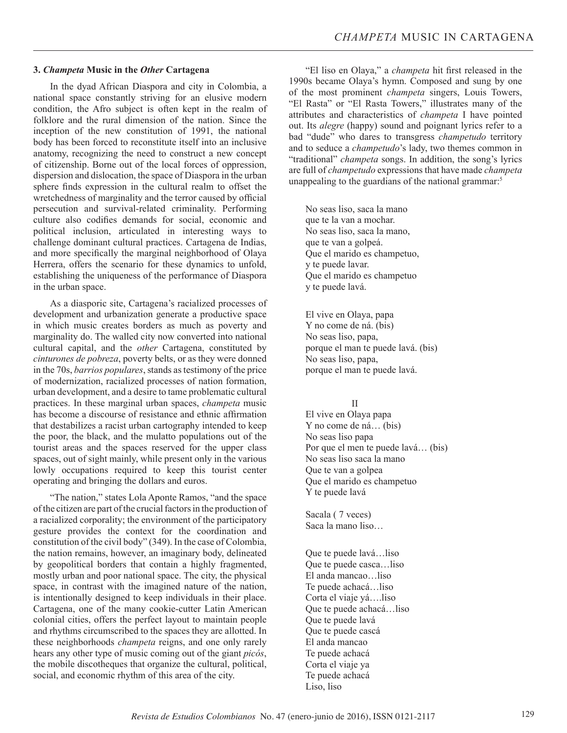### 3. *Champeta* Music in the *Other* Cartagena

In the dyad African Diaspora and city in Colombia, a national space constantly striving for an elusive modern condition, the Afro subject is often kept in the realm of folklore and the rural dimension of the nation. Since the inception of the new constitution of 1991, the national body has been forced to reconstitute itself into an inclusive anatomy, recognizing the need to construct a new concept of citizenship. Borne out of the local forces of oppression, dispersion and dislocation, the space of Diaspora in the urban sphere finds expression in the cultural realm to offset the wretchedness of marginality and the terror caused by official persecution and survival-related criminality. Performing culture also codifies demands for social, economic and political inclusion, articulated in interesting ways to challenge dominant cultural practices. Cartagena de Indias, and more specifically the marginal neighborhood of Olaya Herrera, offers the scenario for these dynamics to unfold, establishing the uniqueness of the performance of Diaspora in the urban space.

As a diasporic site, Cartagena's racialized processes of development and urbanization generate a productive space in which music creates borders as much as poverty and marginality do. The walled city now converted into national cultural capital, and the *other* Cartagena, constituted by *cinturones de pobreza*, poverty belts, or as they were donned in the 70s, *barrios populares*, stands as testimony of the price of modernization, racialized processes of nation formation, urban development, and a desire to tame problematic cultural practices. In these marginal urban spaces, *champeta* music has become a discourse of resistance and ethnic affirmation that destabilizes a racist urban cartography intended to keep the poor, the black, and the mulatto populations out of the tourist areas and the spaces reserved for the upper class spaces, out of sight mainly, while present only in the various lowly occupations required to keep this tourist center operating and bringing the dollars and euros.

"The nation," states Lola Aponte Ramos, "and the space of the citizen are part of the crucial factors in the production of a racialized corporality; the environment of the participatory gesture provides the context for the coordination and constitution of the civil body" (349). In the case of Colombia, the nation remains, however, an imaginary body, delineated by geopolitical borders that contain a highly fragmented, mostly urban and poor national space. The city, the physical space, in contrast with the imagined nature of the nation, is intentionally designed to keep individuals in their place. Cartagena, one of the many cookie-cutter Latin American colonial cities, offers the perfect layout to maintain people and rhythms circumscribed to the spaces they are allotted. In these neighborhoods *champeta* reigns, and one only rarely hears any other type of music coming out of the giant *picós*, the mobile discotheques that organize the cultural, political, social, and economic rhythm of this area of the city.

"El liso en Olaya," a *champeta* hit first released in the 1990s became Olaya's hymn. Composed and sung by one of the most prominent *champeta* singers, Louis Towers, "El Rasta" or "El Rasta Towers," illustrates many of the attributes and characteristics of *champeta* I have pointed out. Its *alegre* (happy) sound and poignant lyrics refer to a bad "dude" who dares to transgress *champetudo* territory and to seduce a *champetudo*'s lady, two themes common in "traditional" *champeta* songs. In addition, the song's lyrics are full of *champetudo* expressions that have made *champeta* unappealing to the guardians of the national grammar:[5]

> No seas liso, saca la mano
> que te la van a mochar.
> No seas liso, saca la mano,
> que te van a golpeá.
> Que el marido es champetuo,
> y te puede lavar.
> Que el marido es champetuo
> y te puede lavá.
>
> El vive en Olaya, papa
> Y no come de ná. (bis)
> No seas liso, papa,
> porque el man te puede lavá. (bis)
> No seas liso, papa,
> porque el man te puede lavá.
>
> II
>
> El vive en Olaya papa
> Y no come de ná… (bis)
> No seas liso papa
> Por que el men te puede lavá… (bis)
> No seas liso saca la mano
> Que te van a golpea
> Que el marido es champetuo
> Y te puede lavá
>
> Sacala ( 7 veces)
> Saca la mano liso…
>
> Que te puede lavá…liso
> Que te puede casca…liso
> El anda mancao…liso
> Te puede achacá…liso
> Corta el viaje yá….liso
> Que te puede achacá…liso
> Que te puede lavá
> Que te puede cascá
> El anda mancao
> Te puede achacá
> Corta el viaje ya
> Te puede achacá
> Liso, liso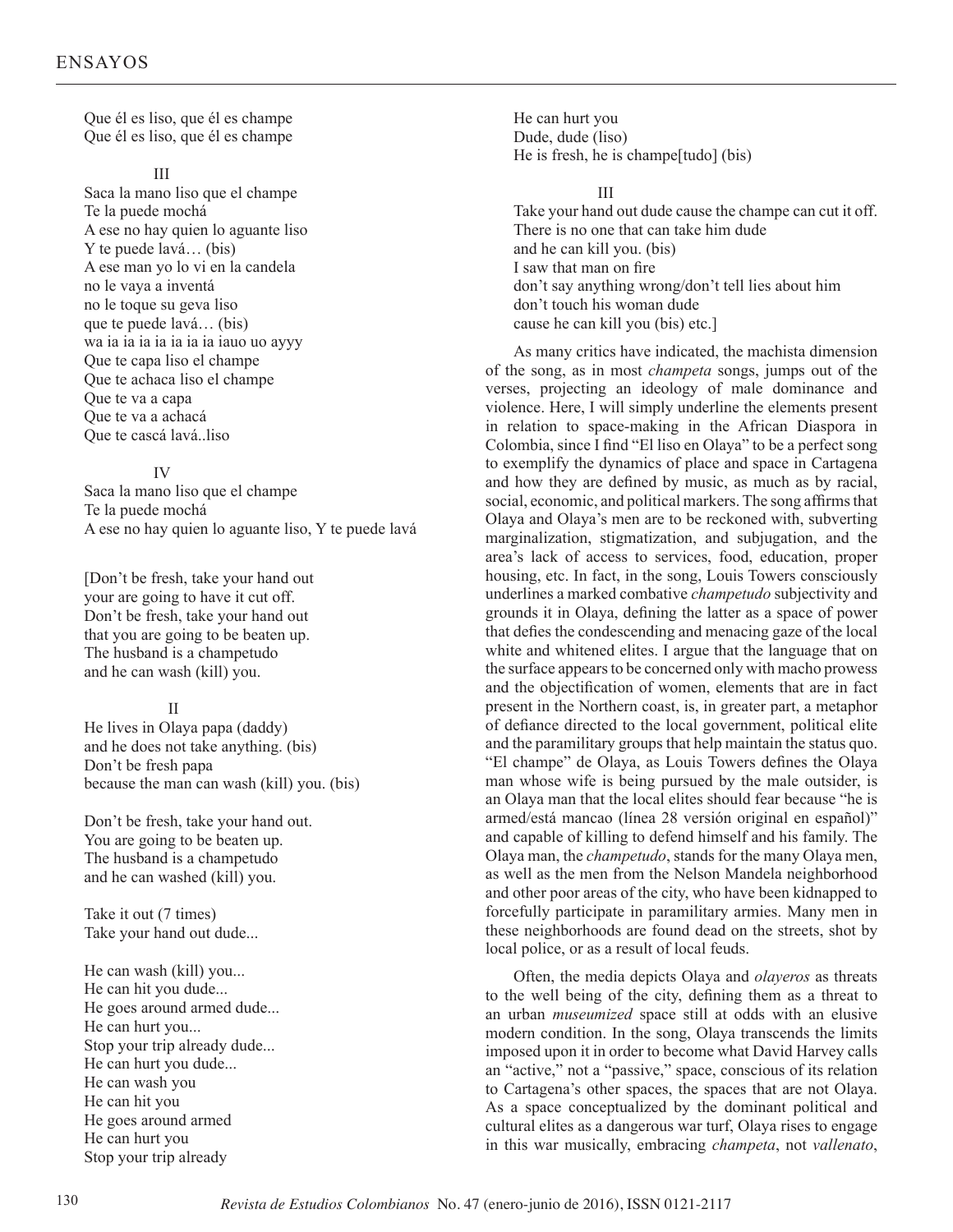Que él es liso, que él es champe
Que él es liso, que él es champe

III

Saca la mano liso que el champe
Te la puede mochá
A ese no hay quien lo aguante liso
Y te puede lavá… (bis)
A ese man yo lo vi en la candela
no le vaya a inventá
no le toque su geva liso
que te puede lavá… (bis)
wa ia ia ia ia ia ia iauo uo ayyy
Que te capa liso el champe
Que te achaca liso el champe
Que te va a capa
Que te va a achacá
Que te cascá lavá..liso

IV

Saca la mano liso que el champe
Te la puede mochá
A ese no hay quien lo aguante liso, Y te puede lavá

[Don't be fresh, take your hand out
your are going to have it cut off.
Don't be fresh, take your hand out
that you are going to be beaten up.
The husband is a champetudo
and he can wash (kill) you.

II

He lives in Olaya papa (daddy)
and he does not take anything. (bis)
Don't be fresh papa
because the man can wash (kill) you. (bis)

Don't be fresh, take your hand out.
You are going to be beaten up.
The husband is a champetudo
and he can washed (kill) you.

Take it out (7 times)
Take your hand out dude...

He can wash (kill) you...
He can hit you dude...
He goes around armed dude...
He can hurt you...
Stop your trip already dude...
He can hurt you dude...
He can wash you
He can hit you
He goes around armed
He can hurt you
Stop your trip already
He can hurt you
Dude, dude (liso)
He is fresh, he is champe[tudo] (bis)

III

Take your hand out dude cause the champe can cut it off.
There is no one that can take him dude
and he can kill you. (bis)
I saw that man on fire
don't say anything wrong/don't tell lies about him
don't touch his woman dude
cause he can kill you (bis) etc.]

As many critics have indicated, the machista dimension of the song, as in most *champeta* songs, jumps out of the verses, projecting an ideology of male dominance and violence. Here, I will simply underline the elements present in relation to space-making in the African Diaspora in Colombia, since I find "El liso en Olaya" to be a perfect song to exemplify the dynamics of place and space in Cartagena and how they are defined by music, as much as by racial, social, economic, and political markers. The song affirms that Olaya and Olaya's men are to be reckoned with, subverting marginalization, stigmatization, and subjugation, and the area's lack of access to services, food, education, proper housing, etc. In fact, in the song, Louis Towers consciously underlines a marked combative *champetudo* subjectivity and grounds it in Olaya, defining the latter as a space of power that defies the condescending and menacing gaze of the local white and whitened elites. I argue that the language that on the surface appears to be concerned only with macho prowess and the objectification of women, elements that are in fact present in the Northern coast, is, in greater part, a metaphor of defiance directed to the local government, political elite and the paramilitary groups that help maintain the status quo. "El champe" de Olaya, as Louis Towers defines the Olaya man whose wife is being pursued by the male outsider, is an Olaya man that the local elites should fear because "he is armed/está mancao (línea 28 versión original en español)" and capable of killing to defend himself and his family. The Olaya man, the *champetudo*, stands for the many Olaya men, as well as the men from the Nelson Mandela neighborhood and other poor areas of the city, who have been kidnapped to forcefully participate in paramilitary armies. Many men in these neighborhoods are found dead on the streets, shot by local police, or as a result of local feuds.

Often, the media depicts Olaya and *olayeros* as threats to the well being of the city, defining them as a threat to an urban *museumized* space still at odds with an elusive modern condition. In the song, Olaya transcends the limits imposed upon it in order to become what David Harvey calls an "active," not a "passive," space, conscious of its relation to Cartagena's other spaces, the spaces that are not Olaya. As a space conceptualized by the dominant political and cultural elites as a dangerous war turf, Olaya rises to engage in this war musically, embracing *champeta*, not *vallenato*,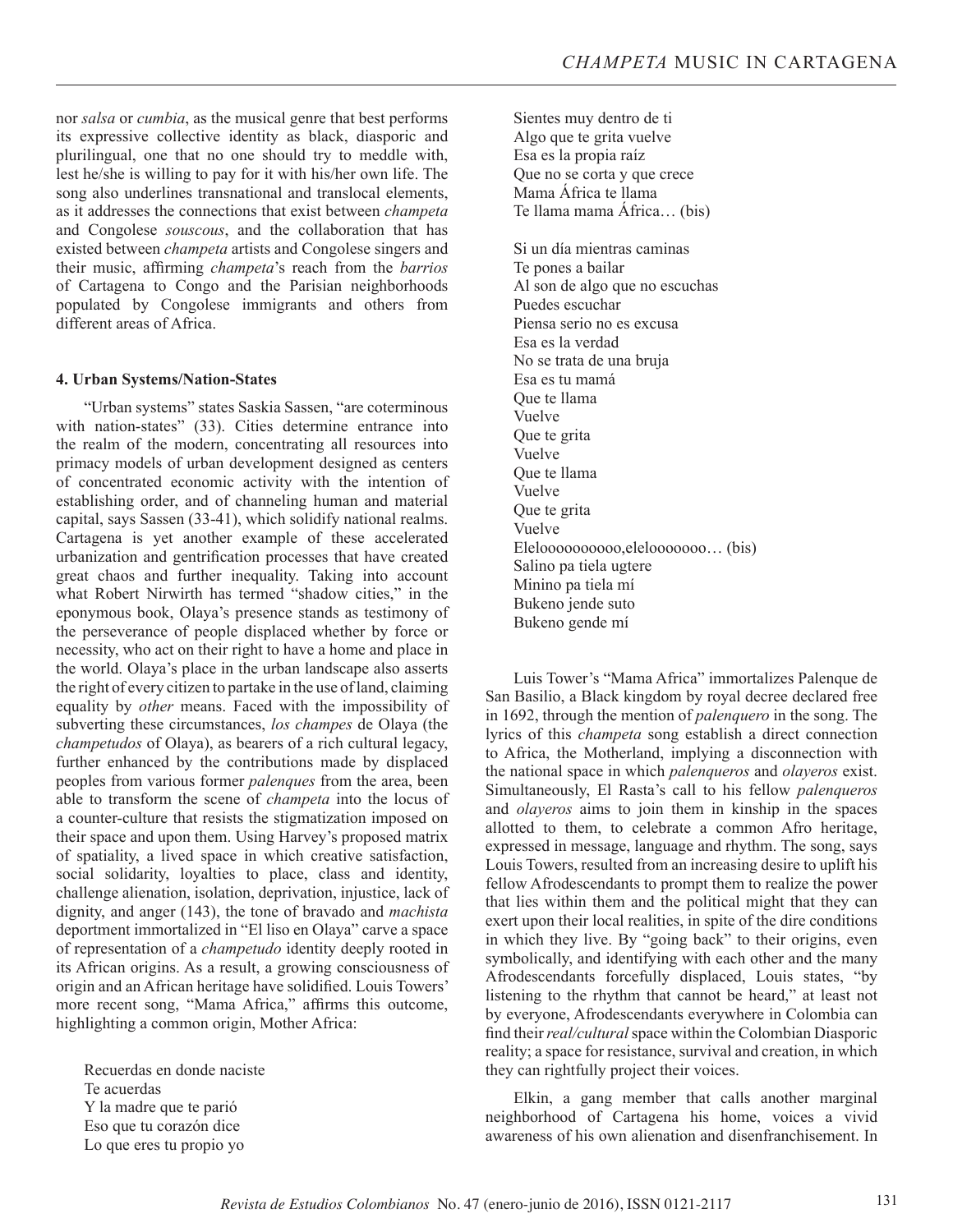nor *salsa* or *cumbia*, as the musical genre that best performs its expressive collective identity as black, diasporic and plurilingual, one that no one should try to meddle with, lest he/she is willing to pay for it with his/her own life. The song also underlines transnational and translocal elements, as it addresses the connections that exist between *champeta* and Congolese *souscous*, and the collaboration that has existed between *champeta* artists and Congolese singers and their music, affirming *champeta*'s reach from the *barrios* of Cartagena to Congo and the Parisian neighborhoods populated by Congolese immigrants and others from different areas of Africa.

### 4. Urban Systems/Nation-States

"Urban systems" states Saskia Sassen, "are coterminous with nation-states" (33). Cities determine entrance into the realm of the modern, concentrating all resources into primacy models of urban development designed as centers of concentrated economic activity with the intention of establishing order, and of channeling human and material capital, says Sassen (33-41), which solidify national realms. Cartagena is yet another example of these accelerated urbanization and gentrification processes that have created great chaos and further inequality. Taking into account what Robert Nirwirth has termed "shadow cities," in the eponymous book, Olaya's presence stands as testimony of the perseverance of people displaced whether by force or necessity, who act on their right to have a home and place in the world. Olaya's place in the urban landscape also asserts the right of every citizen to partake in the use of land, claiming equality by *other* means. Faced with the impossibility of subverting these circumstances, *los champes* de Olaya (the *champetudos* of Olaya), as bearers of a rich cultural legacy, further enhanced by the contributions made by displaced peoples from various former *palenques* from the area, been able to transform the scene of *champeta* into the locus of a counter-culture that resists the stigmatization imposed on their space and upon them. Using Harvey's proposed matrix of spatiality, a lived space in which creative satisfaction, social solidarity, loyalties to place, class and identity, challenge alienation, isolation, deprivation, injustice, lack of dignity, and anger (143), the tone of bravado and *machista* deportment immortalized in "El liso en Olaya" carve a space of representation of a *champetudo* identity deeply rooted in its African origins. As a result, a growing consciousness of origin and an African heritage have solidified. Louis Towers' more recent song, "Mama Africa," affirms this outcome, highlighting a common origin, Mother Africa:

> Recuerdas en donde naciste
> Te acuerdas
> Y la madre que te parió
> Eso que tu corazón dice
> Lo que eres tu propio yo
> Sientes muy dentro de ti
> Algo que te grita vuelve
> Esa es la propia raíz
> Que no se corta y que crece
> Mama África te llama
> Te llama mama África… (bis)
>
> Si un día mientras caminas
> Te pones a bailar
> Al son de algo que no escuchas
> Puedes escuchar
> Piensa serio no es excusa
> Esa es la verdad
> No se trata de una bruja
> Esa es tu mamá
> Que te llama
> Vuelve
> Que te grita
> Vuelve
> Que te llama
> Vuelve
> Que te grita
> Vuelve
> Eleloooooooooo,eleloooooooo… (bis)
> Salino pa tiela ugtere
> Minino pa tiela mí
> Bukeno jende suto
> Bukeno gende mí

Luis Tower's "Mama Africa" immortalizes Palenque de San Basilio, a Black kingdom by royal decree declared free in 1692, through the mention of *palenquero* in the song. The lyrics of this *champeta* song establish a direct connection to Africa, the Motherland, implying a disconnection with the national space in which *palenqueros* and *olayeros* exist. Simultaneously, El Rasta's call to his fellow *palenqueros* and *olayeros* aims to join them in kinship in the spaces allotted to them, to celebrate a common Afro heritage, expressed in message, language and rhythm. The song, says Louis Towers, resulted from an increasing desire to uplift his fellow Afrodescendants to prompt them to realize the power that lies within them and the political might that they can exert upon their local realities, in spite of the dire conditions in which they live. By "going back" to their origins, even symbolically, and identifying with each other and the many Afrodescendants forcefully displaced, Louis states, "by listening to the rhythm that cannot be heard," at least not by everyone, Afrodescendants everywhere in Colombia can find their *real/cultural* space within the Colombian Diasporic reality; a space for resistance, survival and creation, in which they can rightfully project their voices.

Elkin, a gang member that calls another marginal neighborhood of Cartagena his home, voices a vivid awareness of his own alienation and disenfranchisement. In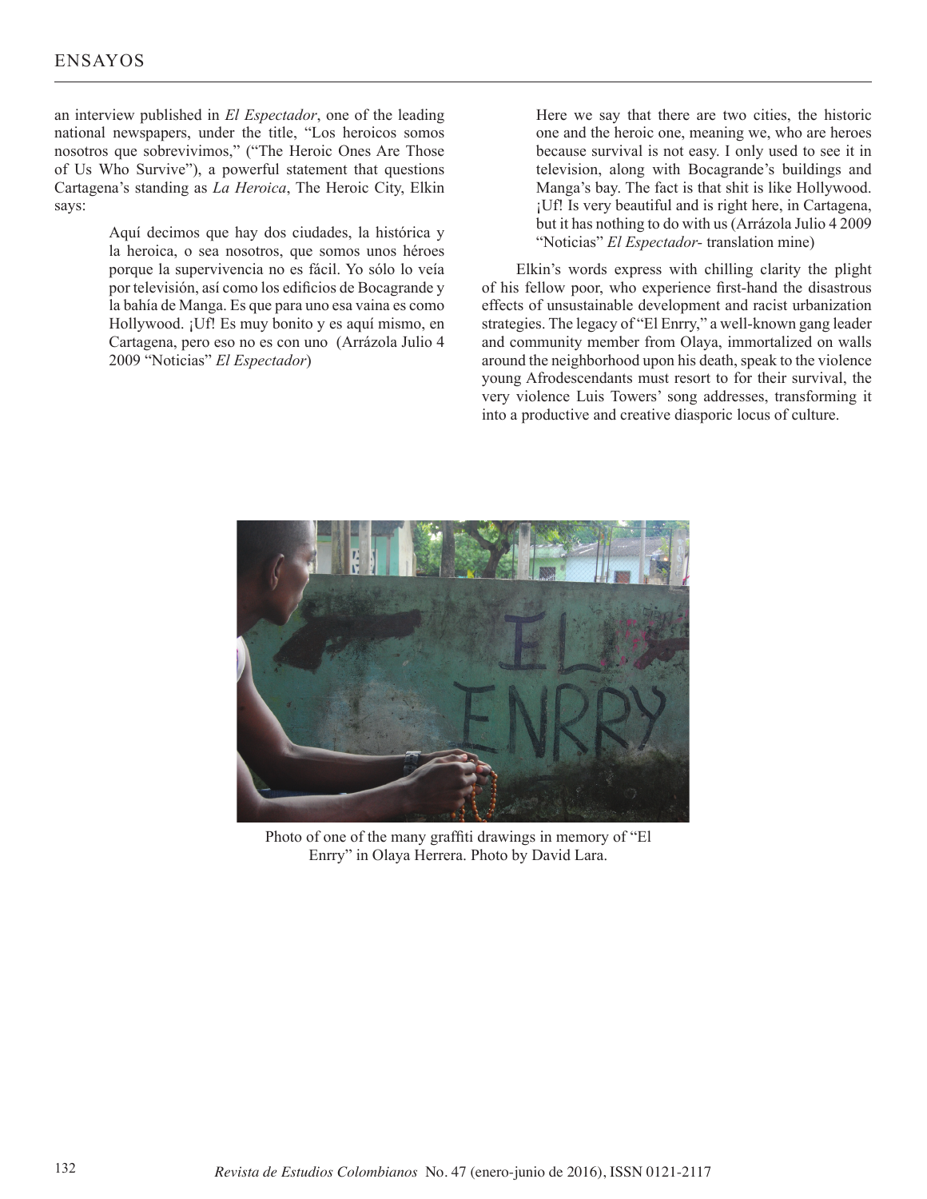an interview published in *El Espectador*, one of the leading national newspapers, under the title, "Los heroicos somos nosotros que sobrevivimos," ("The Heroic Ones Are Those of Us Who Survive"), a powerful statement that questions Cartagena's standing as *La Heroica*, The Heroic City, Elkin says:

> Aquí decimos que hay dos ciudades, la histórica y la heroica, o sea nosotros, que somos unos héroes porque la supervivencia no es fácil. Yo sólo lo veía por televisión, así como los edificios de Bocagrande y la bahía de Manga. Es que para uno esa vaina es como Hollywood. ¡Uf! Es muy bonito y es aquí mismo, en Cartagena, pero eso no es con uno (Arrázola Julio 4 2009 "Noticias" *El Espectador*)

> Here we say that there are two cities, the historic one and the heroic one, meaning we, who are heroes because survival is not easy. I only used to see it in television, along with Bocagrande's buildings and Manga's bay. The fact is that shit is like Hollywood. ¡Uf! Is very beautiful and is right here, in Cartagena, but it has nothing to do with us (Arrázola Julio 4 2009 "Noticias" *El Espectador*- translation mine)

Elkin's words express with chilling clarity the plight of his fellow poor, who experience first-hand the disastrous effects of unsustainable development and racist urbanization strategies. The legacy of "El Enrry," a well-known gang leader and community member from Olaya, immortalized on walls around the neighborhood upon his death, speak to the violence young Afrodescendants must resort to for their survival, the very violence Luis Towers' song addresses, transforming it into a productive and creative diasporic locus of culture.

Photo of one of the many graffiti drawings in memory of "El Enrry" in Olaya Herrera. Photo by David Lara.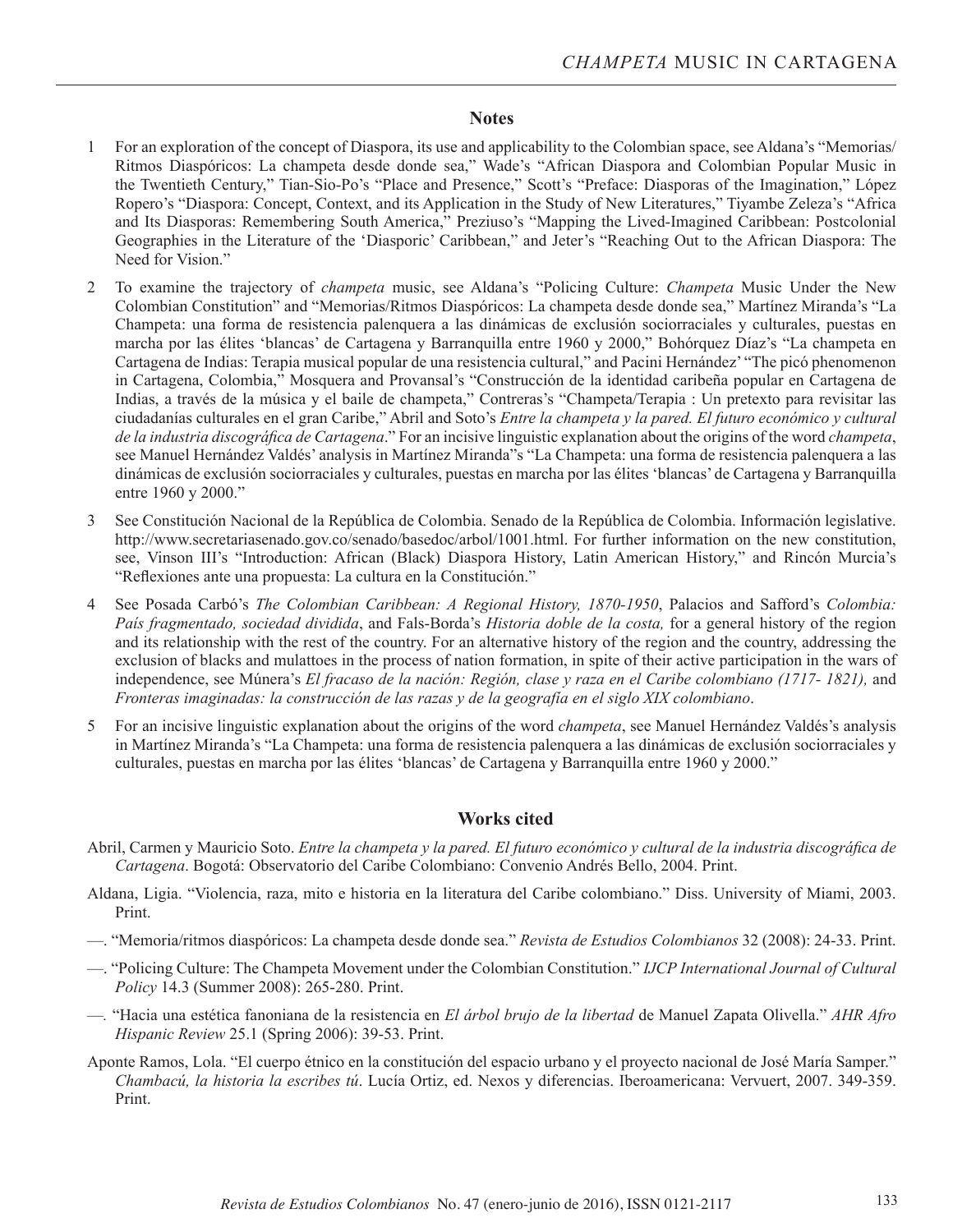## Notes

1. For an exploration of the concept of Diaspora, its use and applicability to the Colombian space, see Aldana's "Memorias/ Ritmos Diaspóricos: La champeta desde donde sea," Wade's "African Diaspora and Colombian Popular Music in the Twentieth Century," Tian-Sio-Po's "Place and Presence," Scott's "Preface: Diasporas of the Imagination," López Ropero's "Diaspora: Concept, Context, and its Application in the Study of New Literatures," Tiyambe Zeleza's "Africa and Its Diasporas: Remembering South America," Preziuso's "Mapping the Lived-Imagined Caribbean: Postcolonial Geographies in the Literature of the 'Diasporic' Caribbean," and Jeter's "Reaching Out to the African Diaspora: The Need for Vision."

2. To examine the trajectory of *champeta* music, see Aldana's "Policing Culture: *Champeta* Music Under the New Colombian Constitution" and "Memorias/Ritmos Diaspóricos: La champeta desde donde sea," Martínez Miranda's "La Champeta: una forma de resistencia palenquera a las dinámicas de exclusión sociorraciales y culturales, puestas en marcha por las élites 'blancas' de Cartagena y Barranquilla entre 1960 y 2000," Bohórquez Díaz's "La champeta en Cartagena de Indias: Terapia musical popular de una resistencia cultural," and Pacini Hernández' "The picó phenomenon in Cartagena, Colombia," Mosquera and Provansal's "Construcción de la identidad caribeña popular en Cartagena de Indias, a través de la música y el baile de champeta," Contreras's "Champeta/Terapia : Un pretexto para revisitar las ciudadanías culturales en el gran Caribe," Abril and Soto's *Entre la champeta y la pared. El futuro económico y cultural de la industria discográfica de Cartagena*." For an incisive linguistic explanation about the origins of the word *champeta*, see Manuel Hernández Valdés' analysis in Martínez Miranda"'s "La Champeta: una forma de resistencia palenquera a las dinámicas de exclusión sociorraciales y culturales, puestas en marcha por las élites 'blancas' de Cartagena y Barranquilla entre 1960 y 2000."

3. See Constitución Nacional de la República de Colombia. Senado de la República de Colombia. Información legislative. http://www.secretariasenado.gov.co/senado/basedoc/arbol/1001.html. For further information on the new constitution, see, Vinson III's "Introduction: African (Black) Diaspora History, Latin American History," and Rincón Murcia's "Reflexiones ante una propuesta: La cultura en la Constitución."

4. See Posada Carbó's *The Colombian Caribbean: A Regional History, 1870-1950*, Palacios and Safford's *Colombia: País fragmentado, sociedad dividida*, and Fals-Borda's *Historia doble de la costa,* for a general history of the region and its relationship with the rest of the country. For an alternative history of the region and the country, addressing the exclusion of blacks and mulattoes in the process of nation formation, in spite of their active participation in the wars of independence, see Múnera's *El fracaso de la nación: Región, clase y raza en el Caribe colombiano (1717- 1821),* and *Fronteras imaginadas: la construcción de las razas y de la geografía en el siglo XIX colombiano*.

5. For an incisive linguistic explanation about the origins of the word *champeta*, see Manuel Hernández Valdés's analysis in Martínez Miranda's "La Champeta: una forma de resistencia palenquera a las dinámicas de exclusión sociorraciales y culturales, puestas en marcha por las élites 'blancas' de Cartagena y Barranquilla entre 1960 y 2000."

## Works cited

Abril, Carmen y Mauricio Soto. *Entre la champeta y la pared. El futuro económico y cultural de la industria discográfica de Cartagena*. Bogotá: Observatorio del Caribe Colombiano: Convenio Andrés Bello, 2004. Print.

Aldana, Ligia. "Violencia, raza, mito e historia en la literatura del Caribe colombiano." Diss. University of Miami, 2003. Print.

—. "Memoria/ritmos diaspóricos: La champeta desde donde sea." *Revista de Estudios Colombianos* 32 (2008): 24-33. Print.

—. "Policing Culture: The Champeta Movement under the Colombian Constitution." *IJCP International Journal of Cultural Policy* 14.3 (Summer 2008): 265-280. Print.

—. "Hacia una estética fanoniana de la resistencia en *El árbol brujo de la libertad* de Manuel Zapata Olivella." *AHR Afro Hispanic Review* 25.1 (Spring 2006): 39-53. Print.

Aponte Ramos, Lola. "El cuerpo étnico en la constitución del espacio urbano y el proyecto nacional de José María Samper." *Chambacú, la historia la escribes tú*. Lucía Ortiz, ed. Nexos y diferencias. Iberoamericana: Vervuert, 2007. 349-359. Print.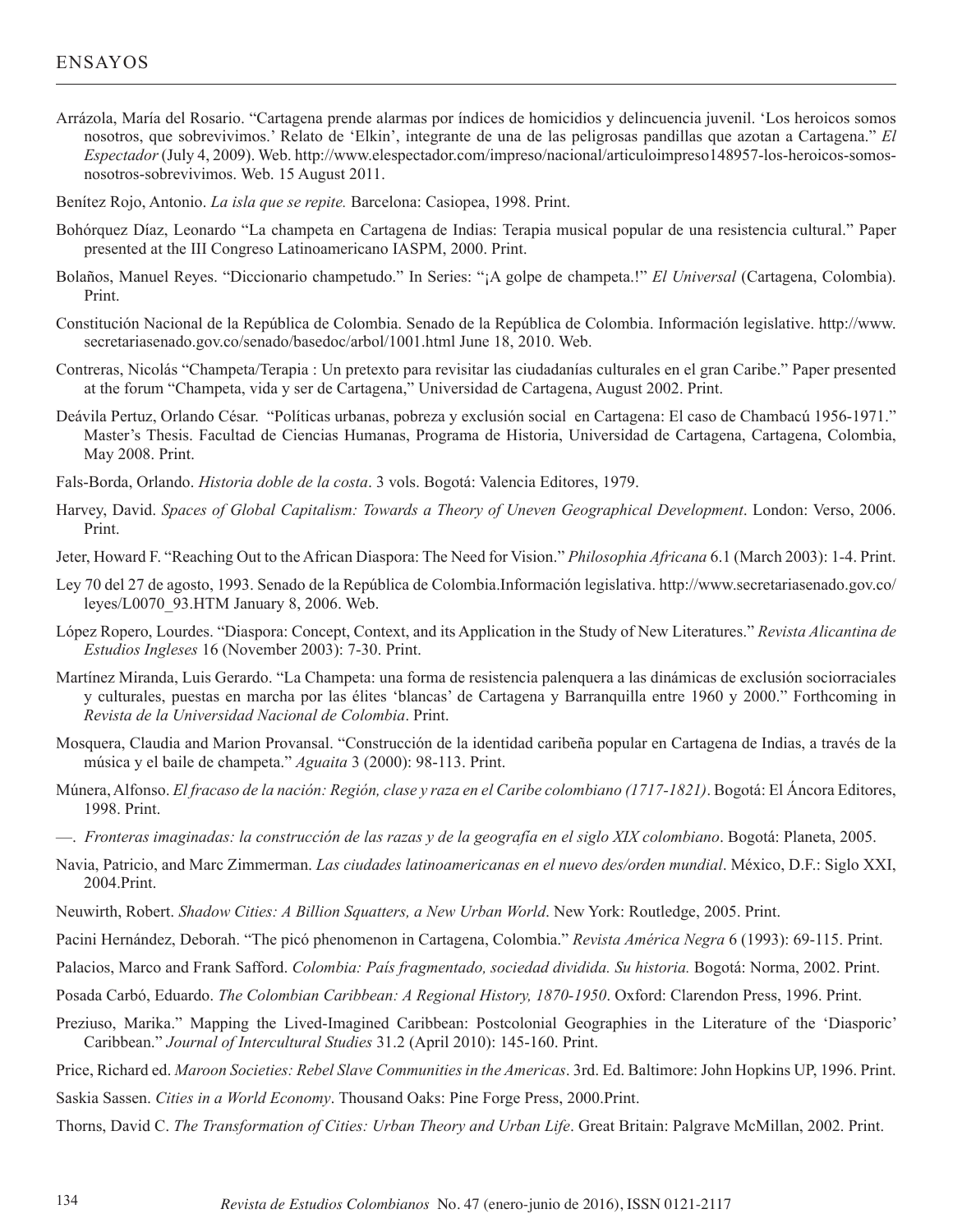Arrázola, María del Rosario. "Cartagena prende alarmas por índices de homicidios y delincuencia juvenil. 'Los heroicos somos nosotros, que sobrevivimos.' Relato de 'Elkin', integrante de una de las peligrosas pandillas que azotan a Cartagena." *El Espectador* (July 4, 2009). Web. http://www.elespectador.com/impreso/nacional/articuloimpreso148957-los-heroicos-somos-nosotros-sobrevivimos. Web. 15 August 2011.

Benítez Rojo, Antonio. *La isla que se repite.* Barcelona: Casiopea, 1998. Print.

Bohórquez Díaz, Leonardo "La champeta en Cartagena de Indias: Terapia musical popular de una resistencia cultural." Paper presented at the III Congreso Latinoamericano IASPM, 2000. Print.

Bolaños, Manuel Reyes. "Diccionario champetudo." In Series: "¡A golpe de champeta.!" *El Universal* (Cartagena, Colombia). Print.

Constitución Nacional de la República de Colombia. Senado de la República de Colombia. Información legislative. http://www.secretariasenado.gov.co/senado/basedoc/arbol/1001.html June 18, 2010. Web.

Contreras, Nicolás "Champeta/Terapia : Un pretexto para revisitar las ciudadanías culturales en el gran Caribe." Paper presented at the forum "Champeta, vida y ser de Cartagena," Universidad de Cartagena, August 2002. Print.

Deávila Pertuz, Orlando César. "Políticas urbanas, pobreza y exclusión social en Cartagena: El caso de Chambacú 1956-1971." Master's Thesis. Facultad de Ciencias Humanas, Programa de Historia, Universidad de Cartagena, Cartagena, Colombia, May 2008. Print.

Fals-Borda, Orlando. *Historia doble de la costa*. 3 vols. Bogotá: Valencia Editores, 1979.

Harvey, David. *Spaces of Global Capitalism: Towards a Theory of Uneven Geographical Development*. London: Verso, 2006. Print.

Jeter, Howard F. "Reaching Out to the African Diaspora: The Need for Vision." *Philosophia Africana* 6.1 (March 2003): 1-4. Print.

Ley 70 del 27 de agosto, 1993. Senado de la República de Colombia.Información legislativa. http://www.secretariasenado.gov.co/leyes/L0070_93.HTM January 8, 2006. Web.

López Ropero, Lourdes. "Diaspora: Concept, Context, and its Application in the Study of New Literatures." *Revista Alicantina de Estudios Ingleses* 16 (November 2003): 7-30. Print.

Martínez Miranda, Luis Gerardo. "La Champeta: una forma de resistencia palenquera a las dinámicas de exclusión sociorraciales y culturales, puestas en marcha por las élites 'blancas' de Cartagena y Barranquilla entre 1960 y 2000." Forthcoming in *Revista de la Universidad Nacional de Colombia*. Print.

Mosquera, Claudia and Marion Provansal. "Construcción de la identidad caribeña popular en Cartagena de Indias, a través de la música y el baile de champeta." *Aguaita* 3 (2000): 98-113. Print.

Múnera, Alfonso. *El fracaso de la nación: Región, clase y raza en el Caribe colombiano (1717-1821)*. Bogotá: El Áncora Editores, 1998. Print.

—. *Fronteras imaginadas: la construcción de las razas y de la geografía en el siglo XIX colombiano*. Bogotá: Planeta, 2005.

Navia, Patricio, and Marc Zimmerman. *Las ciudades latinoamericanas en el nuevo des/orden mundial*. México, D.F.: Siglo XXI, 2004.Print.

Neuwirth, Robert. *Shadow Cities: A Billion Squatters, a New Urban World*. New York: Routledge, 2005. Print.

Pacini Hernández, Deborah. "The picó phenomenon in Cartagena, Colombia." *Revista América Negra* 6 (1993): 69-115. Print.

Palacios, Marco and Frank Safford. *Colombia: País fragmentado, sociedad dividida. Su historia.* Bogotá: Norma, 2002. Print.

Posada Carbó, Eduardo. *The Colombian Caribbean: A Regional History, 1870-1950*. Oxford: Clarendon Press, 1996. Print.

Preziuso, Marika." Mapping the Lived-Imagined Caribbean: Postcolonial Geographies in the Literature of the 'Diasporic' Caribbean." *Journal of Intercultural Studies* 31.2 (April 2010): 145-160. Print.

Price, Richard ed. *Maroon Societies: Rebel Slave Communities in the Americas*. 3rd. Ed. Baltimore: John Hopkins UP, 1996. Print.

Saskia Sassen. *Cities in a World Economy*. Thousand Oaks: Pine Forge Press, 2000.Print.

Thorns, David C. *The Transformation of Cities: Urban Theory and Urban Life*. Great Britain: Palgrave McMillan, 2002. Print.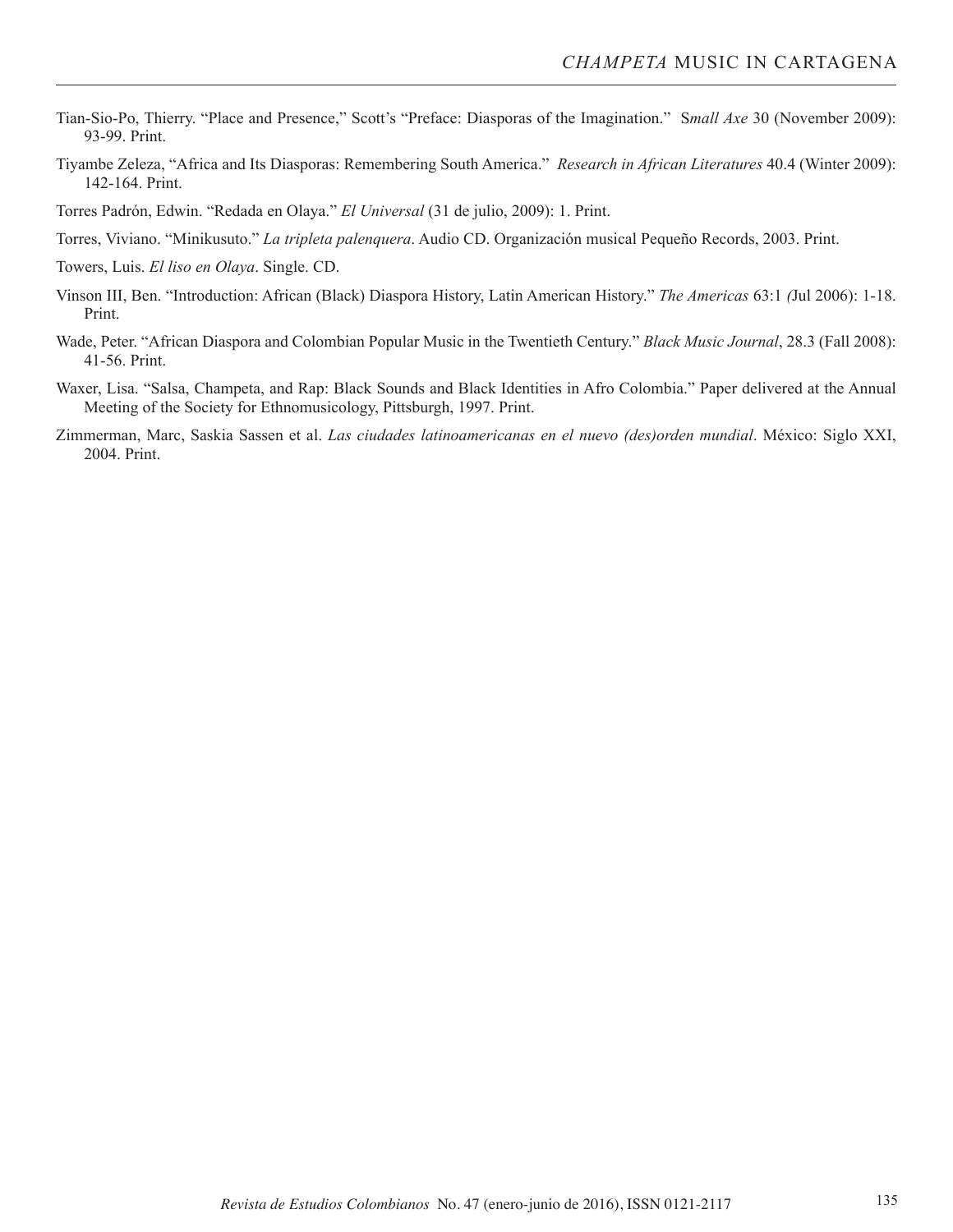Tian-Sio-Po, Thierry. "Place and Presence," Scott's "Preface: Diasporas of the Imagination." S*mall Axe* 30 (November 2009): 93-99. Print.

Tiyambe Zeleza, "Africa and Its Diasporas: Remembering South America." *Research in African Literatures* 40.4 (Winter 2009): 142-164. Print.

Torres Padrón, Edwin. "Redada en Olaya." *El Universal* (31 de julio, 2009): 1. Print.

Torres, Viviano. "Minikusuto." *La tripleta palenquera*. Audio CD. Organización musical Pequeño Records, 2003. Print.

Towers, Luis. *El liso en Olaya*. Single. CD.

Vinson III, Ben. "Introduction: African (Black) Diaspora History, Latin American History." *The Americas* 63:1 *(*Jul 2006): 1-18. Print.

Wade, Peter. "African Diaspora and Colombian Popular Music in the Twentieth Century." *Black Music Journal*, 28.3 (Fall 2008): 41-56. Print.

Waxer, Lisa. "Salsa, Champeta, and Rap: Black Sounds and Black Identities in Afro Colombia." Paper delivered at the Annual Meeting of the Society for Ethnomusicology, Pittsburgh, 1997. Print.

Zimmerman, Marc, Saskia Sassen et al. *Las ciudades latinoamericanas en el nuevo (des)orden mundial*. México: Siglo XXI, 2004. Print.